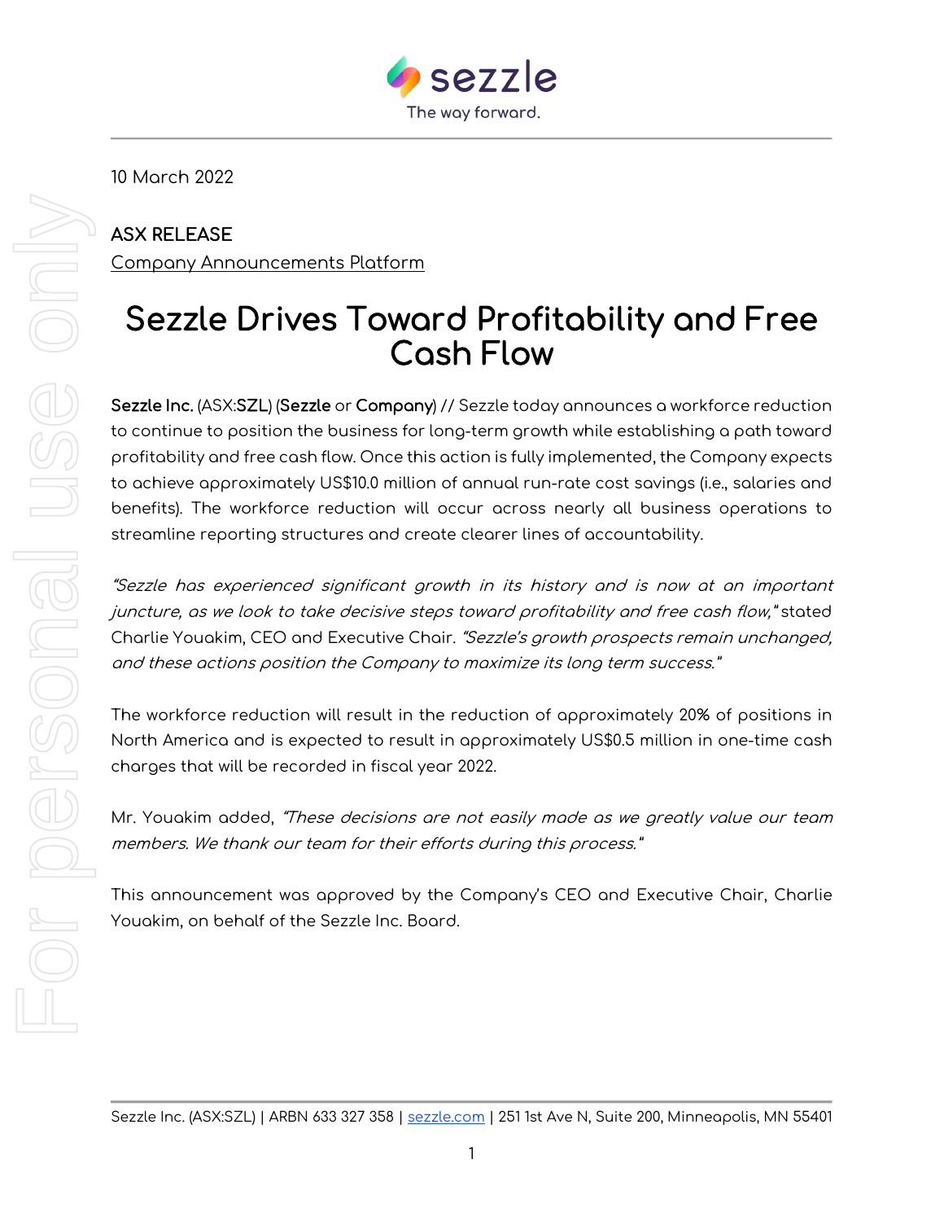10 March 2022

**ASX RELEASE**
Company Announcements Platform

# Sezzle Drives Toward Profitability and Free Cash Flow

**Sezzle Inc.** (ASX:**SZL**) (**Sezzle** or **Company**) // Sezzle today announces a workforce reduction to continue to position the business for long-term growth while establishing a path toward profitability and free cash flow. Once this action is fully implemented, the Company expects to achieve approximately US$10.0 million of annual run-rate cost savings (i.e., salaries and benefits). The workforce reduction will occur across nearly all business operations to streamline reporting structures and create clearer lines of accountability.

*"Sezzle has experienced significant growth in its history and is now at an important juncture, as we look to take decisive steps toward profitability and free cash flow,"* stated Charlie Youakim, CEO and Executive Chair. *"Sezzle's growth prospects remain unchanged, and these actions position the Company to maximize its long term success."*

The workforce reduction will result in the reduction of approximately 20% of positions in North America and is expected to result in approximately US$0.5 million in one-time cash charges that will be recorded in fiscal year 2022.

Mr. Youakim added, *"These decisions are not easily made as we greatly value our team members. We thank our team for their efforts during this process."*

This announcement was approved by the Company's CEO and Executive Chair, Charlie Youakim, on behalf of the Sezzle Inc. Board.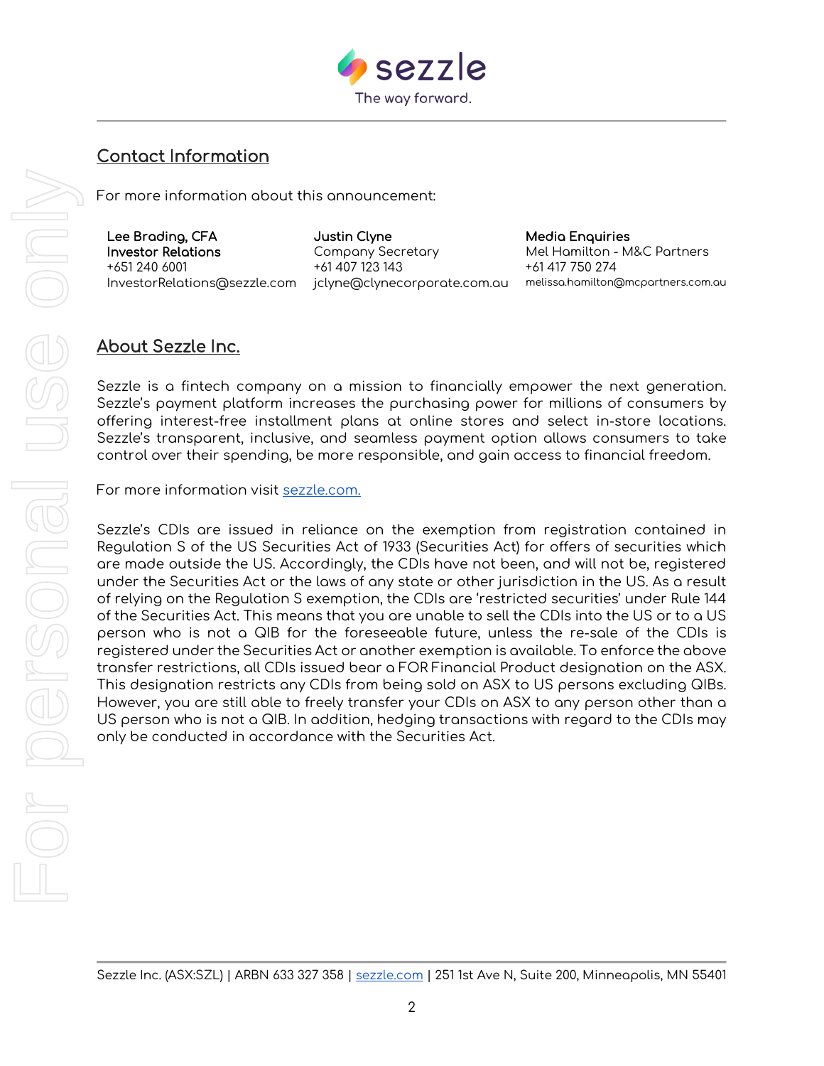## Contact Information

For more information about this announcement:

| | | |
|---|---|---|
| **Lee Brading, CFA** | **Justin Clyne** | **Media Enquiries** |
| **Investor Relations** | Company Secretary | Mel Hamilton - M&C Partners |
| +651 240 6001 | +61 407 123 143 | +61 417 750 274 |
| InvestorRelations@sezzle.com | jclyne@clynecorporate.com.au | melissa.hamilton@mcpartners.com.au |

## About Sezzle Inc.

Sezzle is a fintech company on a mission to financially empower the next generation. Sezzle's payment platform increases the purchasing power for millions of consumers by offering interest-free installment plans at online stores and select in-store locations. Sezzle's transparent, inclusive, and seamless payment option allows consumers to take control over their spending, be more responsible, and gain access to financial freedom.

For more information visit sezzle.com.

Sezzle's CDIs are issued in reliance on the exemption from registration contained in Regulation S of the US Securities Act of 1933 (Securities Act) for offers of securities which are made outside the US. Accordingly, the CDIs have not been, and will not be, registered under the Securities Act or the laws of any state or other jurisdiction in the US. As a result of relying on the Regulation S exemption, the CDIs are 'restricted securities' under Rule 144 of the Securities Act. This means that you are unable to sell the CDIs into the US or to a US person who is not a QIB for the foreseeable future, unless the re-sale of the CDIs is registered under the Securities Act or another exemption is available. To enforce the above transfer restrictions, all CDIs issued bear a FOR Financial Product designation on the ASX. This designation restricts any CDIs from being sold on ASX to US persons excluding QIBs. However, you are still able to freely transfer your CDIs on ASX to any person other than a US person who is not a QIB. In addition, hedging transactions with regard to the CDIs may only be conducted in accordance with the Securities Act.